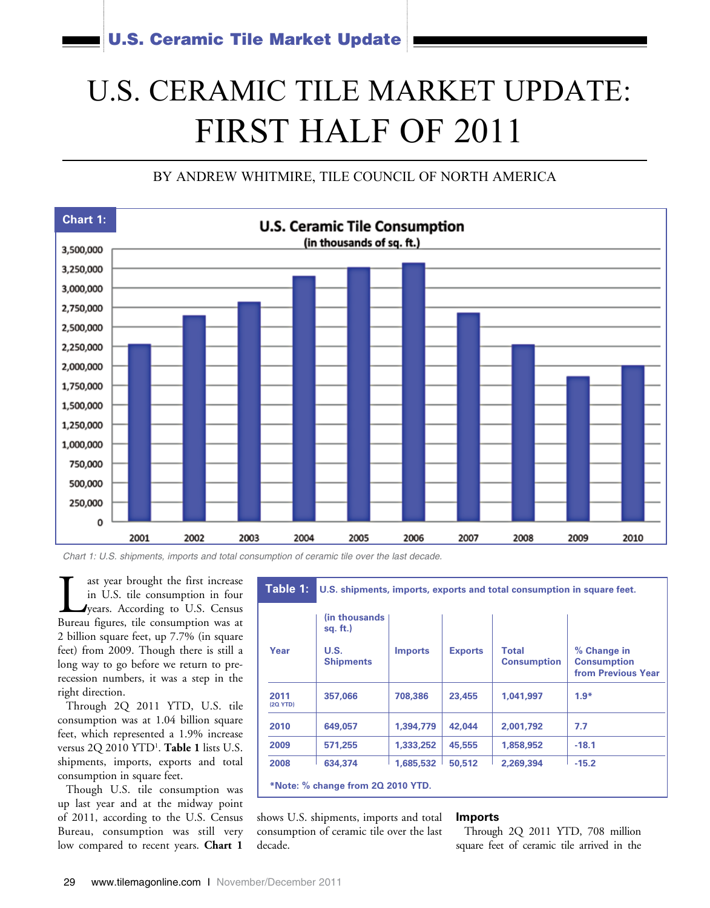# U.S. CERAMIC TILE MARKET UPDATE: FIRST HALF OF 2011

BY ANDREW WHITMIRE, TILE COUNCIL OF NORTH AMERICA

**Chart 1:** U.S. Ceramic Tile Consumption (in thousands of sq. ft.)

*Chart 1: U.S. shipments, imports and total consumption of ceramic tile over the last decade.*

Last year brought the first increase in U.S. tile consumption in four years. According to U.S. Census Bureau figures, tile consumption was at 2 billion square feet, up 7.7% (in square feet) from 2009. Though there is still a long way to go before we return to pre-recession numbers, it was a step in the right direction.

Through 2Q 2011 YTD, U.S. tile consumption was at 1.04 billion square feet, which represented a 1.9% increase versus 2Q 2010 YTD[1]. **Table 1** lists U.S. shipments, imports, exports and total consumption in square feet.

**Table 1:** U.S. shipments, imports, exports and total consumption in square feet.

| Year | (in thousands sq. ft.) U.S. Shipments | Imports | Exports | Total Consumption | % Change in Consumption from Previous Year |
|---|---|---|---|---|---|
| 2011 (2Q YTD) | 357,066 | 708,386 | 23,455 | 1,041,997 | 1.9* |
| 2010 | 649,057 | 1,394,779 | 42,044 | 2,001,792 | 7.7 |
| 2009 | 571,255 | 1,333,252 | 45,555 | 1,858,952 | -18.1 |
| 2008 | 634,374 | 1,685,532 | 50,512 | 2,269,394 | -15.2 |

*Note: % change from 2Q 2010 YTD.

Though U.S. tile consumption was up last year and at the midway point of 2011, according to the U.S. Census Bureau, consumption was still very low compared to recent years. **Chart 1** shows U.S. shipments, imports and total consumption of ceramic tile over the last decade.

## Imports

Through 2Q 2011 YTD, 708 million square feet of ceramic tile arrived in the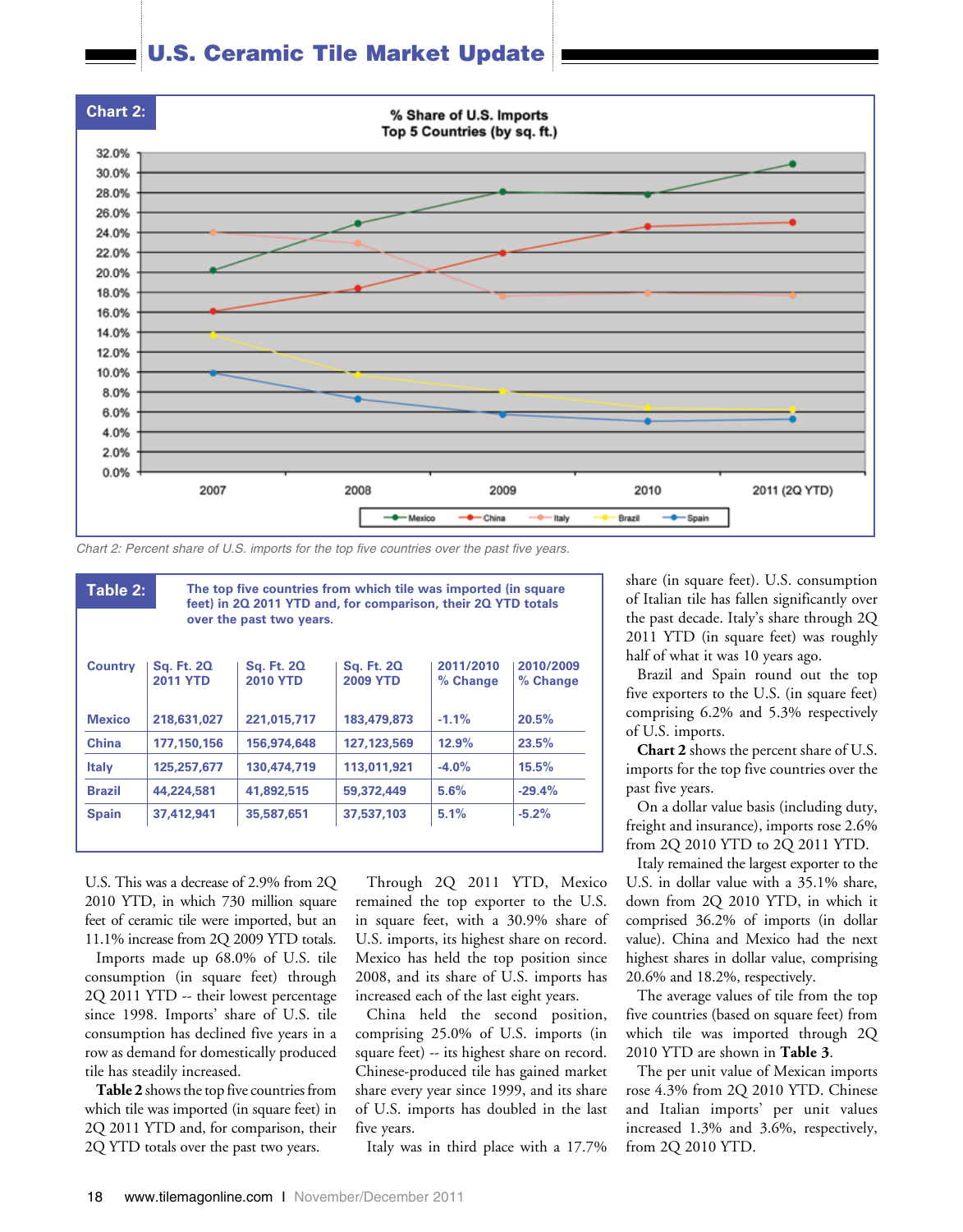## Chart 2: % Share of U.S. Imports Top 5 Countries (by sq. ft.)

Chart 2: Percent share of U.S. imports for the top five countries over the past five years.

**Table 2:** The top five countries from which tile was imported (in square feet) in 2Q 2011 YTD and, for comparison, their 2Q YTD totals over the past two years.

| Country | Sq. Ft. 2Q 2011 YTD | Sq. Ft. 2Q 2010 YTD | Sq. Ft. 2Q 2009 YTD | 2011/2010 % Change | 2010/2009 % Change |
|---|---|---|---|---|---|
| Mexico | 218,631,027 | 221,015,717 | 183,479,873 | -1.1% | 20.5% |
| China | 177,150,156 | 156,974,648 | 127,123,569 | 12.9% | 23.5% |
| Italy | 125,257,677 | 130,474,719 | 113,011,921 | -4.0% | 15.5% |
| Brazil | 44,224,581 | 41,892,515 | 59,372,449 | 5.6% | -29.4% |
| Spain | 37,412,941 | 35,587,651 | 37,537,103 | 5.1% | -5.2% |

U.S. This was a decrease of 2.9% from 2Q 2010 YTD, in which 730 million square feet of ceramic tile were imported, but an 11.1% increase from 2Q 2009 YTD totals.

Imports made up 68.0% of U.S. tile consumption (in square feet) through 2Q 2011 YTD -- their lowest percentage since 1998. Imports' share of U.S. tile consumption has declined five years in a row as demand for domestically produced tile has steadily increased.

**Table 2** shows the top five countries from which tile was imported (in square feet) in 2Q 2011 YTD and, for comparison, their 2Q YTD totals over the past two years.

Through 2Q 2011 YTD, Mexico remained the top exporter to the U.S. in square feet, with a 30.9% share of U.S. imports, its highest share on record. Mexico has held the top position since 2008, and its share of U.S. imports has increased each of the last eight years.

China held the second position, comprising 25.0% of U.S. imports (in square feet) -- its highest share on record. Chinese-produced tile has gained market share every year since 1999, and its share of U.S. imports has doubled in the last five years.

Italy was in third place with a 17.7% share (in square feet). U.S. consumption of Italian tile has fallen significantly over the past decade. Italy's share through 2Q 2011 YTD (in square feet) was roughly half of what it was 10 years ago.

Brazil and Spain round out the top five exporters to the U.S. (in square feet) comprising 6.2% and 5.3% respectively of U.S. imports.

**Chart 2** shows the percent share of U.S. imports for the top five countries over the past five years.

On a dollar value basis (including duty, freight and insurance), imports rose 2.6% from 2Q 2010 YTD to 2Q 2011 YTD.

Italy remained the largest exporter to the U.S. in dollar value with a 35.1% share, down from 2Q 2010 YTD, in which it comprised 36.2% of imports (in dollar value). China and Mexico had the next highest shares in dollar value, comprising 20.6% and 18.2%, respectively.

The average values of tile from the top five countries (based on square feet) from which tile was imported through 2Q 2010 YTD are shown in **Table 3**.

The per unit value of Mexican imports rose 4.3% from 2Q 2010 YTD. Chinese and Italian imports' per unit values increased 1.3% and 3.6%, respectively, from 2Q 2010 YTD.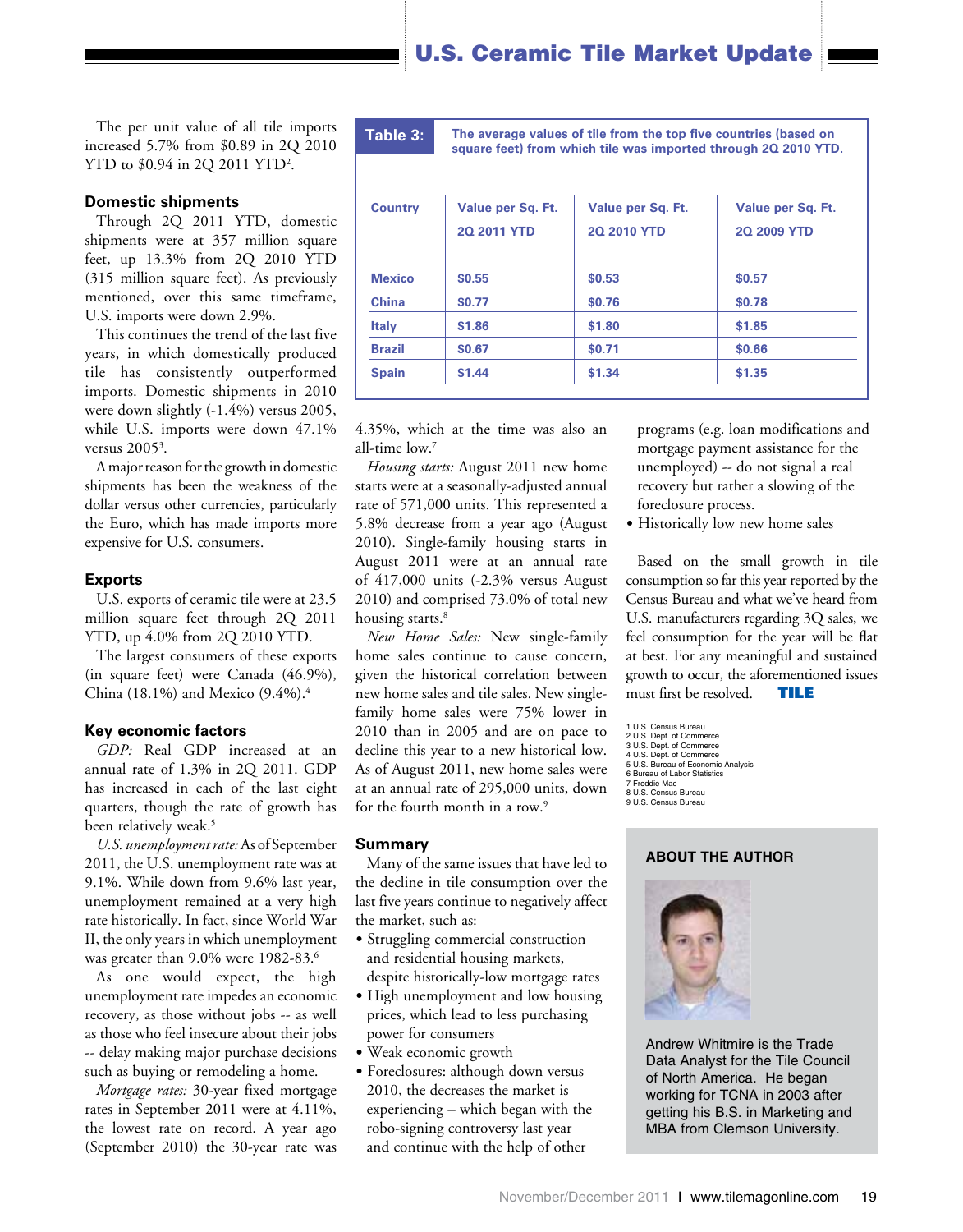The per unit value of all tile imports increased 5.7% from $0.89 in 2Q 2010 YTD to $0.94 in 2Q 2011 YTD[2].

### Domestic shipments

Through 2Q 2011 YTD, domestic shipments were at 357 million square feet, up 13.3% from 2Q 2010 YTD (315 million square feet). As previously mentioned, over this same timeframe, U.S. imports were down 2.9%.

This continues the trend of the last five years, in which domestically produced tile has consistently outperformed imports. Domestic shipments in 2010 were down slightly (-1.4%) versus 2005, while U.S. imports were down 47.1% versus 2005[3].

A major reason for the growth in domestic shipments has been the weakness of the dollar versus other currencies, particularly the Euro, which has made imports more expensive for U.S. consumers.

### Exports

U.S. exports of ceramic tile were at 23.5 million square feet through 2Q 2011 YTD, up 4.0% from 2Q 2010 YTD.

The largest consumers of these exports (in square feet) were Canada (46.9%), China (18.1%) and Mexico (9.4%).[4]

### Key economic factors

*GDP:* Real GDP increased at an annual rate of 1.3% in 2Q 2011. GDP has increased in each of the last eight quarters, though the rate of growth has been relatively weak.[5]

*U.S. unemployment rate:* As of September 2011, the U.S. unemployment rate was at 9.1%. While down from 9.6% last year, unemployment remained at a very high rate historically. In fact, since World War II, the only years in which unemployment was greater than 9.0% were 1982-83.[6]

As one would expect, the high unemployment rate impedes an economic recovery, as those without jobs -- as well as those who feel insecure about their jobs -- delay making major purchase decisions such as buying or remodeling a home.

*Mortgage rates:* 30-year fixed mortgage rates in September 2011 were at 4.11%, the lowest rate on record. A year ago (September 2010) the 30-year rate was 4.35%, which at the time was also an all-time low.[7]

*Housing starts:* August 2011 new home starts were at a seasonally-adjusted annual rate of 571,000 units. This represented a 5.8% decrease from a year ago (August 2010). Single-family housing starts in August 2011 were at an annual rate of 417,000 units (-2.3% versus August 2010) and comprised 73.0% of total new housing starts.[8]

*New Home Sales:* New single-family home sales continue to cause concern, given the historical correlation between new home sales and tile sales. New single-family home sales were 75% lower in 2010 than in 2005 and are on pace to decline this year to a new historical low. As of August 2011, new home sales were at an annual rate of 295,000 units, down for the fourth month in a row.[9]

**Table 3:** The average values of tile from the top five countries (based on square feet) from which tile was imported through 2Q 2010 YTD.

| Country | Value per Sq. Ft. 2Q 2011 YTD | Value per Sq. Ft. 2Q 2010 YTD | Value per Sq. Ft. 2Q 2009 YTD |
|---|---|---|---|
| Mexico | $0.55 | $0.53 | $0.57 |
| China | $0.77 | $0.76 | $0.78 |
| Italy | $1.86 | $1.80 | $1.85 |
| Brazil | $0.67 | $0.71 | $0.66 |
| Spain | $1.44 | $1.34 | $1.35 |

### Summary

Many of the same issues that have led to the decline in tile consumption over the last five years continue to negatively affect the market, such as:

- Struggling commercial construction and residential housing markets, despite historically-low mortgage rates
- High unemployment and low housing prices, which lead to less purchasing power for consumers
- Weak economic growth
- Foreclosures: although down versus 2010, the decreases the market is experiencing – which began with the robo-signing controversy last year and continue with the help of other programs (e.g. loan modifications and mortgage payment assistance for the unemployed) -- do not signal a real recovery but rather a slowing of the foreclosure process.
- Historically low new home sales

Based on the small growth in tile consumption so far this year reported by the Census Bureau and what we've heard from U.S. manufacturers regarding 3Q sales, we feel consumption for the year will be flat at best. For any meaningful and sustained growth to occur, the aforementioned issues must first be resolved. **TILE**

1 U.S. Census Bureau
2 U.S. Dept. of Commerce
3 U.S. Dept. of Commerce
4 U.S. Dept. of Commerce
5 U.S. Bureau of Economic Analysis
6 Bureau of Labor Statistics
7 Freddie Mac
8 U.S. Census Bureau
9 U.S. Census Bureau

### ABOUT THE AUTHOR

Andrew Whitmire is the Trade Data Analyst for the Tile Council of North America. He began working for TCNA in 2003 after getting his B.S. in Marketing and MBA from Clemson University.